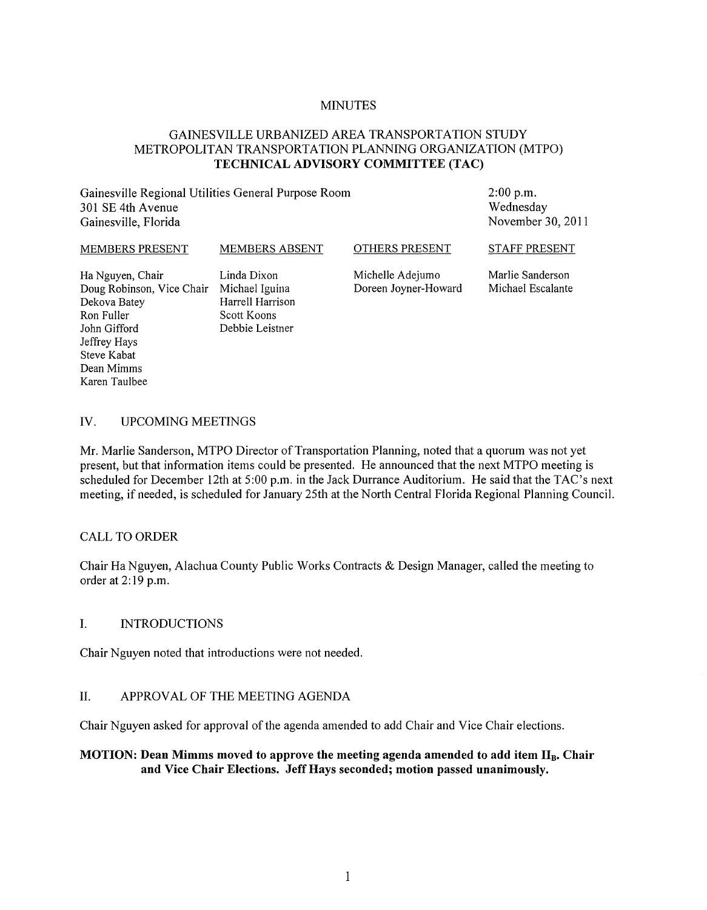MINUTES

# GAINESVILLE URBANIZED AREA TRANSPORTATION STUDY METROPOLITAN TRANSPORTATION PLANNING ORGANIZATION (MTPO) **TECHNICAL ADVISORY COMMITTEE (TAC)**

Gainesville Regional Utilities General Purpose Room
301 SE 4th Avenue
Gainesville, Florida

2:00 p.m.
Wednesday
November 30, 2011

| MEMBERS PRESENT | MEMBERS ABSENT | OTHERS PRESENT | STAFF PRESENT |
|---|---|---|---|
| Ha Nguyen, Chair | Linda Dixon | Michelle Adejumo | Marlie Sanderson |
| Doug Robinson, Vice Chair | Michael Iguina | Doreen Joyner-Howard | Michael Escalante |
| Dekova Batey | Harrell Harrison | | |
| Ron Fuller | Scott Koons | | |
| John Gifford | Debbie Leistner | | |
| Jeffrey Hays | | | |
| Steve Kabat | | | |
| Dean Mimms | | | |
| Karen Taulbee | | | |

## IV. UPCOMING MEETINGS

Mr. Marlie Sanderson, MTPO Director of Transportation Planning, noted that a quorum was not yet present, but that information items could be presented. He announced that the next MTPO meeting is scheduled for December 12th at 5:00 p.m. in the Jack Durrance Auditorium. He said that the TAC's next meeting, if needed, is scheduled for January 25th at the North Central Florida Regional Planning Council.

## CALL TO ORDER

Chair Ha Nguyen, Alachua County Public Works Contracts & Design Manager, called the meeting to order at 2:19 p.m.

## I. INTRODUCTIONS

Chair Nguyen noted that introductions were not needed.

## II. APPROVAL OF THE MEETING AGENDA

Chair Nguyen asked for approval of the agenda amended to add Chair and Vice Chair elections.

**MOTION: Dean Mimms moved to approve the meeting agenda amended to add item $II_B$. Chair and Vice Chair Elections. Jeff Hays seconded; motion passed unanimously.**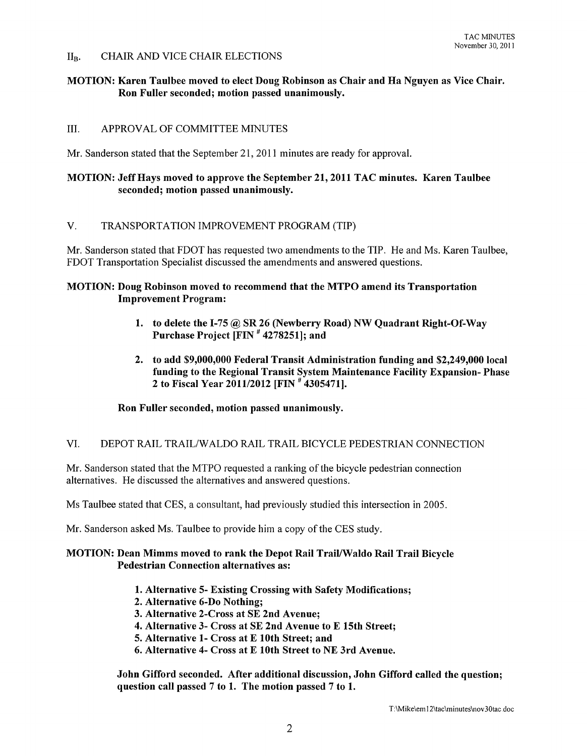## II$_B$. CHAIR AND VICE CHAIR ELECTIONS

**MOTION: Karen Taulbee moved to elect Doug Robinson as Chair and Ha Nguyen as Vice Chair. Ron Fuller seconded; motion passed unanimously.**

## III. APPROVAL OF COMMITTEE MINUTES

Mr. Sanderson stated that the September 21, 2011 minutes are ready for approval.

**MOTION: Jeff Hays moved to approve the September 21, 2011 TAC minutes. Karen Taulbee seconded; motion passed unanimously.**

## V. TRANSPORTATION IMPROVEMENT PROGRAM (TIP)

Mr. Sanderson stated that FDOT has requested two amendments to the TIP. He and Ms. Karen Taulbee, FDOT Transportation Specialist discussed the amendments and answered questions.

**MOTION: Doug Robinson moved to recommend that the MTPO amend its Transportation Improvement Program:**

1. **to delete the I-75 @ SR 26 (Newberry Road) NW Quadrant Right-Of-Way Purchase Project [FIN # 4278251]; and**
2. **to add $9,000,000 Federal Transit Administration funding and $2,249,000 local funding to the Regional Transit System Maintenance Facility Expansion- Phase 2 to Fiscal Year 2011/2012 [FIN # 4305471].**

**Ron Fuller seconded, motion passed unanimously.**

## VI. DEPOT RAIL TRAIL/WALDO RAIL TRAIL BICYCLE PEDESTRIAN CONNECTION

Mr. Sanderson stated that the MTPO requested a ranking of the bicycle pedestrian connection alternatives. He discussed the alternatives and answered questions.

Ms Taulbee stated that CES, a consultant, had previously studied this intersection in 2005.

Mr. Sanderson asked Ms. Taulbee to provide him a copy of the CES study.

**MOTION: Dean Mimms moved to rank the Depot Rail Trail/Waldo Rail Trail Bicycle Pedestrian Connection alternatives as:**

1. **Alternative 5- Existing Crossing with Safety Modifications;**
2. **Alternative 6-Do Nothing;**
3. **Alternative 2-Cross at SE 2nd Avenue;**
4. **Alternative 3- Cross at SE 2nd Avenue to E 15th Street;**
5. **Alternative 1- Cross at E 10th Street; and**
6. **Alternative 4- Cross at E 10th Street to NE 3rd Avenue.**

**John Gifford seconded. After additional discussion, John Gifford called the question; question call passed 7 to 1. The motion passed 7 to 1.**

T:\Mike\em12\tac\minutes\nov30tac.doc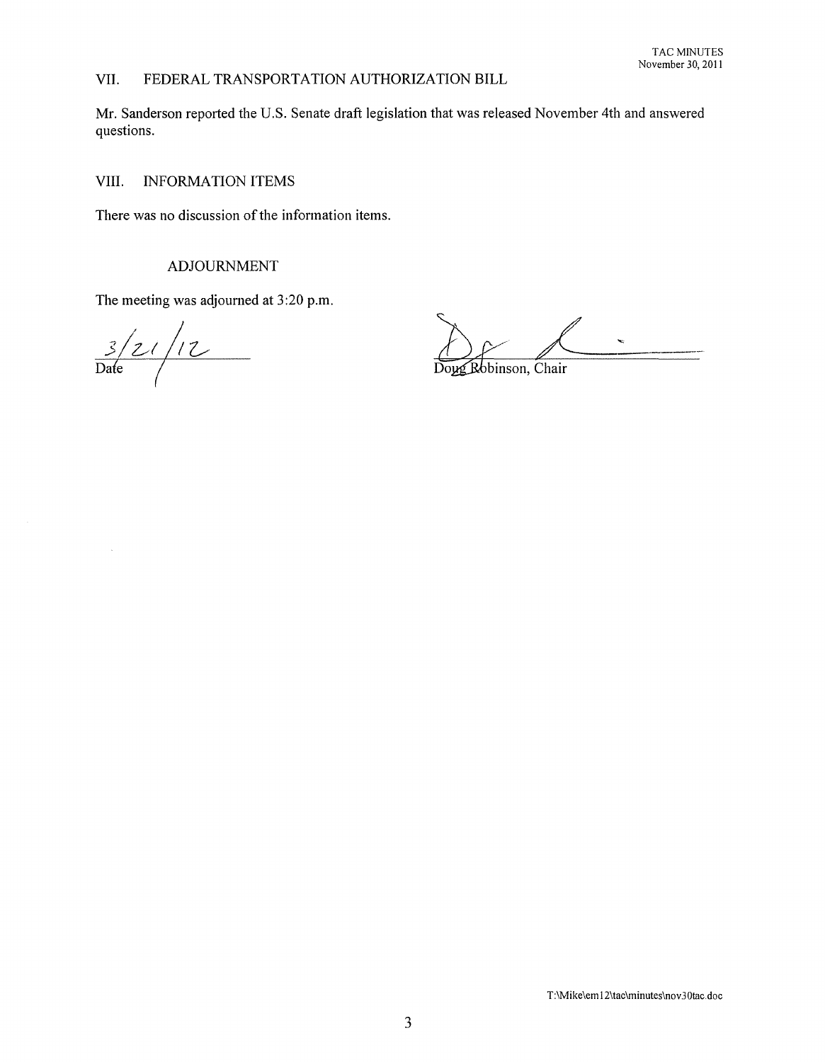## VII. FEDERAL TRANSPORTATION AUTHORIZATION BILL

Mr. Sanderson reported the U.S. Senate draft legislation that was released November 4th and answered questions.

## VIII. INFORMATION ITEMS

There was no discussion of the information items.

### ADJOURNMENT

The meeting was adjourned at 3:20 p.m.

3/21/12
Date

Doug Robinson, Chair

T:\Mike\em12\tac\minutes\nov30tac.doc